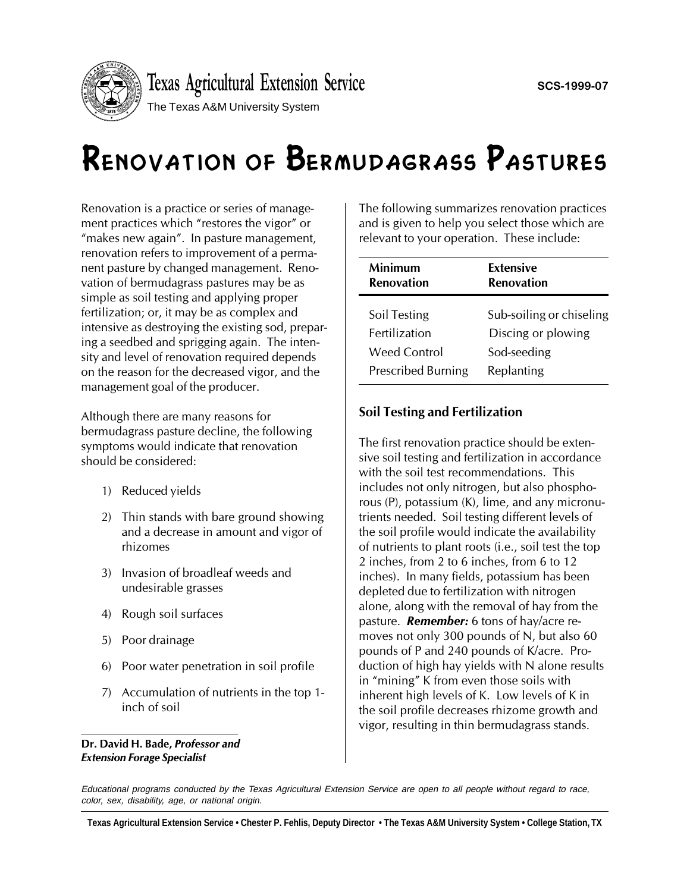Texas Agricultural Extension Service

The Texas A&M University System

SCS-1999-07

# Renovation of Bermudagrass Pastures

Renovation is a practice or series of management practices which "restores the vigor" or "makes new again". In pasture management, renovation refers to improvement of a permanent pasture by changed management. Renovation of bermudagrass pastures may be as simple as soil testing and applying proper fertilization; or, it may be as complex and intensive as destroying the existing sod, preparing a seedbed and sprigging again. The intensity and level of renovation required depends on the reason for the decreased vigor, and the management goal of the producer.

Although there are many reasons for bermudagrass pasture decline, the following symptoms would indicate that renovation should be considered:

1) Reduced yields
2) Thin stands with bare ground showing and a decrease in amount and vigor of rhizomes
3) Invasion of broadleaf weeds and undesirable grasses
4) Rough soil surfaces
5) Poor drainage
6) Poor water penetration in soil profile
7) Accumulation of nutrients in the top 1-inch of soil

**Dr. David H. Bade, *Professor and Extension Forage Specialist***

The following summarizes renovation practices and is given to help you select those which are relevant to your operation. These include:

| Minimum Renovation | Extensive Renovation |
|---|---|
| Soil Testing | Sub-soiling or chiseling |
| Fertilization | Discing or plowing |
| Weed Control | Sod-seeding |
| Prescribed Burning | Replanting |

## Soil Testing and Fertilization

The first renovation practice should be extensive soil testing and fertilization in accordance with the soil test recommendations. This includes not only nitrogen, but also phosphorous (P), potassium (K), lime, and any micronutrients needed. Soil testing different levels of the soil profile would indicate the availability of nutrients to plant roots (i.e., soil test the top 2 inches, from 2 to 6 inches, from 6 to 12 inches). In many fields, potassium has been depleted due to fertilization with nitrogen alone, along with the removal of hay from the pasture. ***Remember:*** 6 tons of hay/acre removes not only 300 pounds of N, but also 60 pounds of P and 240 pounds of K/acre. Production of high hay yields with N alone results in "mining" K from even those soils with inherent high levels of K. Low levels of K in the soil profile decreases rhizome growth and vigor, resulting in thin bermudagrass stands.

*Educational programs conducted by the Texas Agricultural Extension Service are open to all people without regard to race, color, sex, disability, age, or national origin.*

**Texas Agricultural Extension Service • Chester P. Fehlis, Deputy Director • The Texas A&M University System • College Station, TX**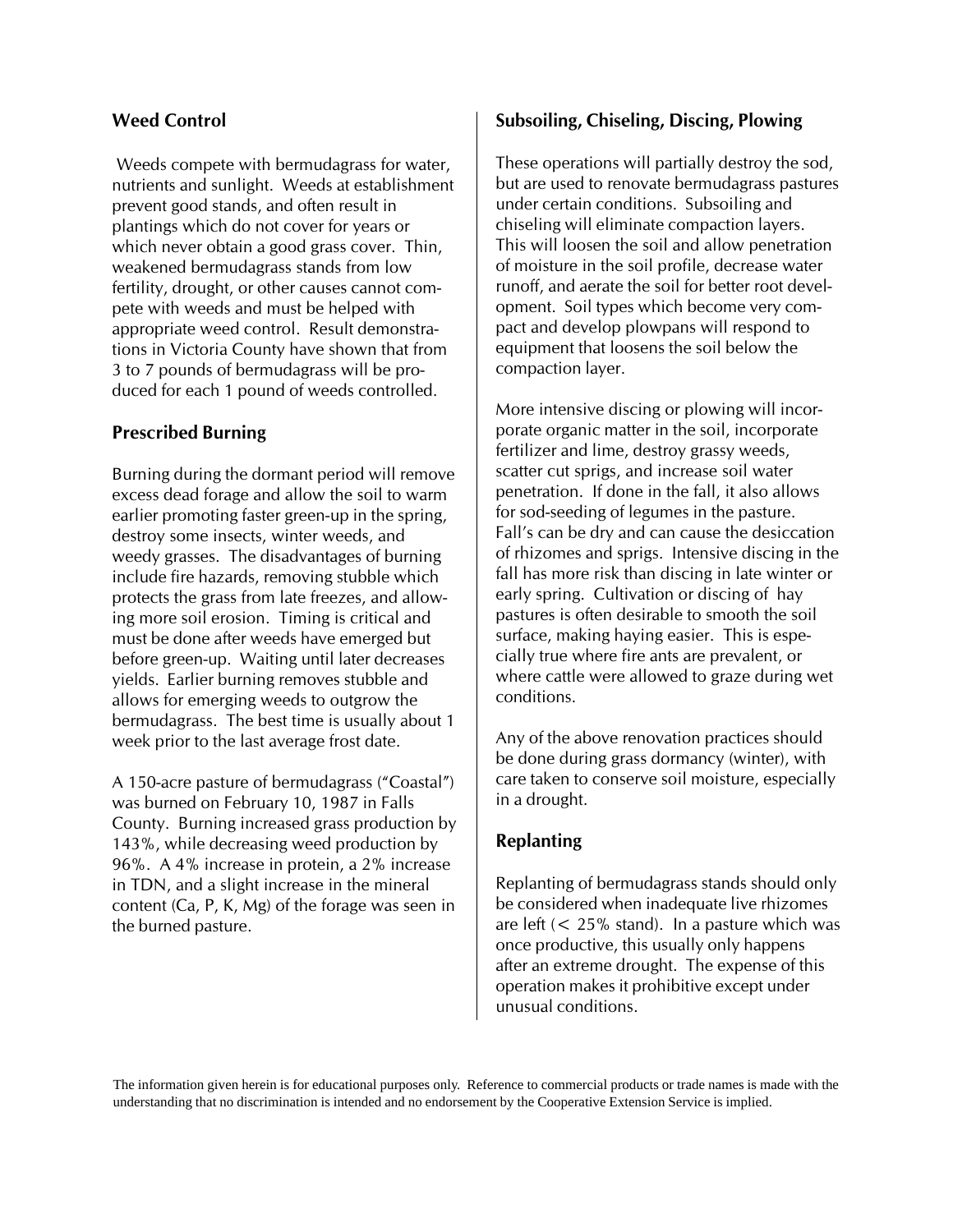## Weed Control

Weeds compete with bermudagrass for water, nutrients and sunlight. Weeds at establishment prevent good stands, and often result in plantings which do not cover for years or which never obtain a good grass cover. Thin, weakened bermudagrass stands from low fertility, drought, or other causes cannot compete with weeds and must be helped with appropriate weed control. Result demonstrations in Victoria County have shown that from 3 to 7 pounds of bermudagrass will be produced for each 1 pound of weeds controlled.

## Prescribed Burning

Burning during the dormant period will remove excess dead forage and allow the soil to warm earlier promoting faster green-up in the spring, destroy some insects, winter weeds, and weedy grasses. The disadvantages of burning include fire hazards, removing stubble which protects the grass from late freezes, and allowing more soil erosion. Timing is critical and must be done after weeds have emerged but before green-up. Waiting until later decreases yields. Earlier burning removes stubble and allows for emerging weeds to outgrow the bermudagrass. The best time is usually about 1 week prior to the last average frost date.

A 150-acre pasture of bermudagrass ("Coastal") was burned on February 10, 1987 in Falls County. Burning increased grass production by 143%, while decreasing weed production by 96%. A 4% increase in protein, a 2% increase in TDN, and a slight increase in the mineral content (Ca, P, K, Mg) of the forage was seen in the burned pasture.

## Subsoiling, Chiseling, Discing, Plowing

These operations will partially destroy the sod, but are used to renovate bermudagrass pastures under certain conditions. Subsoiling and chiseling will eliminate compaction layers. This will loosen the soil and allow penetration of moisture in the soil profile, decrease water runoff, and aerate the soil for better root development. Soil types which become very compact and develop plowpans will respond to equipment that loosens the soil below the compaction layer.

More intensive discing or plowing will incorporate organic matter in the soil, incorporate fertilizer and lime, destroy grassy weeds, scatter cut sprigs, and increase soil water penetration. If done in the fall, it also allows for sod-seeding of legumes in the pasture. Fall's can be dry and can cause the desiccation of rhizomes and sprigs. Intensive discing in the fall has more risk than discing in late winter or early spring. Cultivation or discing of hay pastures is often desirable to smooth the soil surface, making haying easier. This is especially true where fire ants are prevalent, or where cattle were allowed to graze during wet conditions.

Any of the above renovation practices should be done during grass dormancy (winter), with care taken to conserve soil moisture, especially in a drought.

## Replanting

Replanting of bermudagrass stands should only be considered when inadequate live rhizomes are left (< 25% stand). In a pasture which was once productive, this usually only happens after an extreme drought. The expense of this operation makes it prohibitive except under unusual conditions.

The information given herein is for educational purposes only. Reference to commercial products or trade names is made with the understanding that no discrimination is intended and no endorsement by the Cooperative Extension Service is implied.